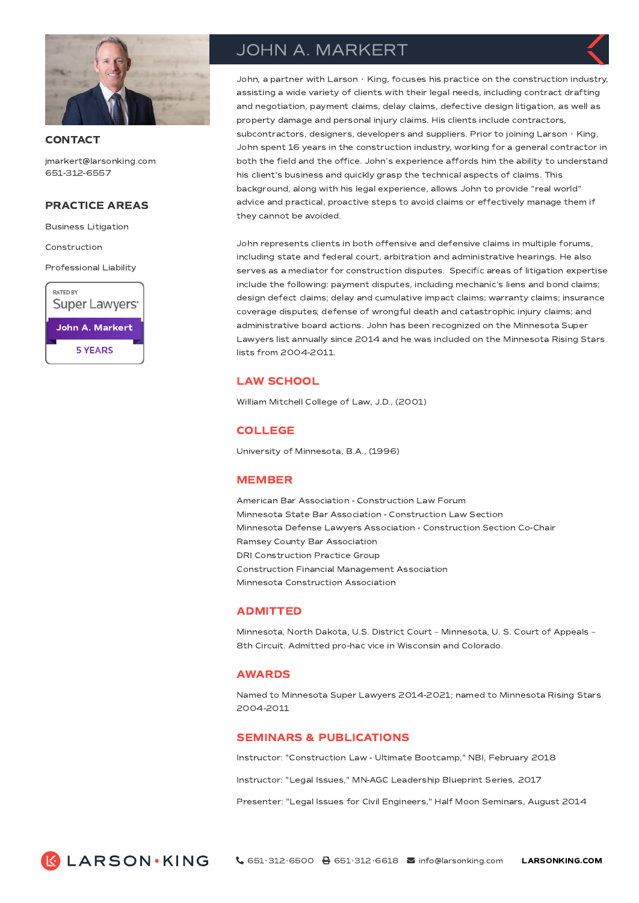# JOHN A. MARKERT

## CONTACT

jmarkert@larsonking.com
651-312-6557

## PRACTICE AREAS

Business Litigation

Construction

Professional Liability

RATED BY Super Lawyers
John A. Markert
5 YEARS

John, a partner with Larson · King, focuses his practice on the construction industry, assisting a wide variety of clients with their legal needs, including contract drafting and negotiation, payment claims, delay claims, defective design litigation, as well as property damage and personal injury claims. His clients include contractors, subcontractors, designers, developers and suppliers. Prior to joining Larson · King, John spent 16 years in the construction industry, working for a general contractor in both the field and the office. John's experience affords him the ability to understand his client's business and quickly grasp the technical aspects of claims. This background, along with his legal experience, allows John to provide "real world" advice and practical, proactive steps to avoid claims or effectively manage them if they cannot be avoided.

John represents clients in both offensive and defensive claims in multiple forums, including state and federal court, arbitration and administrative hearings. He also serves as a mediator for construction disputes. Specific areas of litigation expertise include the following: payment disputes, including mechanic's liens and bond claims; design defect claims; delay and cumulative impact claims; warranty claims; insurance coverage disputes; defense of wrongful death and catastrophic injury claims; and administrative board actions. John has been recognized on the Minnesota Super Lawyers list annually since 2014 and he was included on the Minnesota Rising Stars lists from 2004-2011.

## LAW SCHOOL

William Mitchell College of Law, J.D., (2001)

## COLLEGE

University of Minnesota, B.A., (1996)

## MEMBER

American Bar Association - Construction Law Forum
Minnesota State Bar Association - Construction Law Section
Minnesota Defense Lawyers Association - Construction Section Co-Chair
Ramsey County Bar Association
DRI Construction Practice Group
Construction Financial Management Association
Minnesota Construction Association

## ADMITTED

Minnesota, North Dakota, U.S. District Court – Minnesota, U. S. Court of Appeals – 8th Circuit. Admitted pro-hac vice in Wisconsin and Colorado.

## AWARDS

Named to Minnesota Super Lawyers 2014-2021; named to Minnesota Rising Stars 2004-2011

## SEMINARS & PUBLICATIONS

Instructor: "Construction Law - Ultimate Bootcamp," NBI, February 2018

Instructor: "Legal Issues," MN-AGC Leadership Blueprint Series, 2017

Presenter: "Legal Issues for Civil Engineers," Half Moon Seminars, August 2014

LARSON · KING 651·312·6500 651·312·6618 info@larsonking.com LARSONKING.COM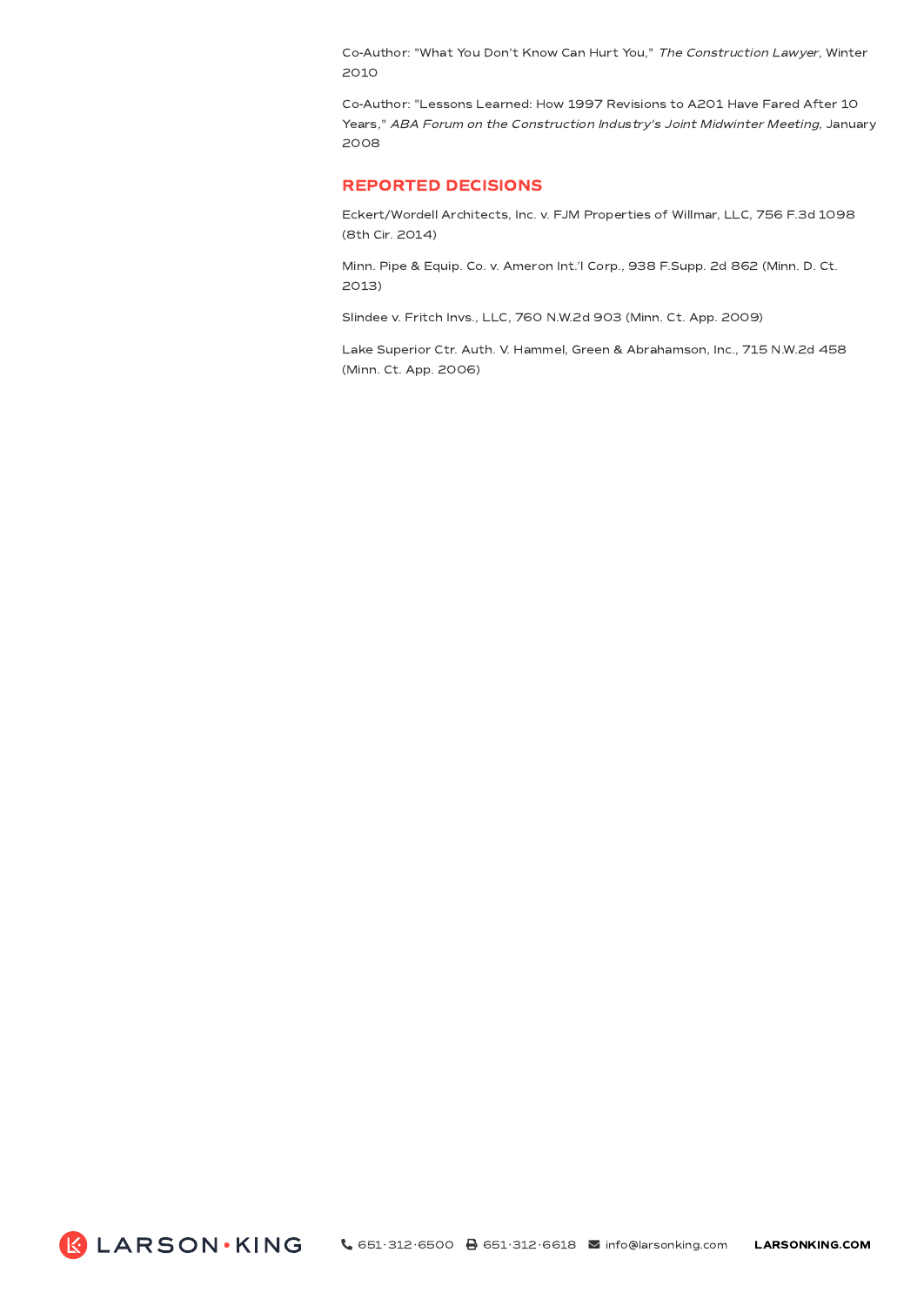Co-Author: "What You Don't Know Can Hurt You," *The Construction Lawyer*, Winter 2010

Co-Author: "Lessons Learned: How 1997 Revisions to A201 Have Fared After 10 Years," *ABA Forum on the Construction Industry's Joint Midwinter Meeting*, January 2008

## REPORTED DECISIONS

Eckert/Wordell Architects, Inc. v. FJM Properties of Willmar, LLC, 756 F.3d 1098 (8th Cir. 2014)

Minn. Pipe & Equip. Co. v. Ameron Int.'l Corp., 938 F.Supp. 2d 862 (Minn. D. Ct. 2013)

Slindee v. Fritch Invs., LLC, 760 N.W.2d 903 (Minn. Ct. App. 2009)

Lake Superior Ctr. Auth. V. Hammel, Green & Abrahamson, Inc., 715 N.W.2d 458 (Minn. Ct. App. 2006)